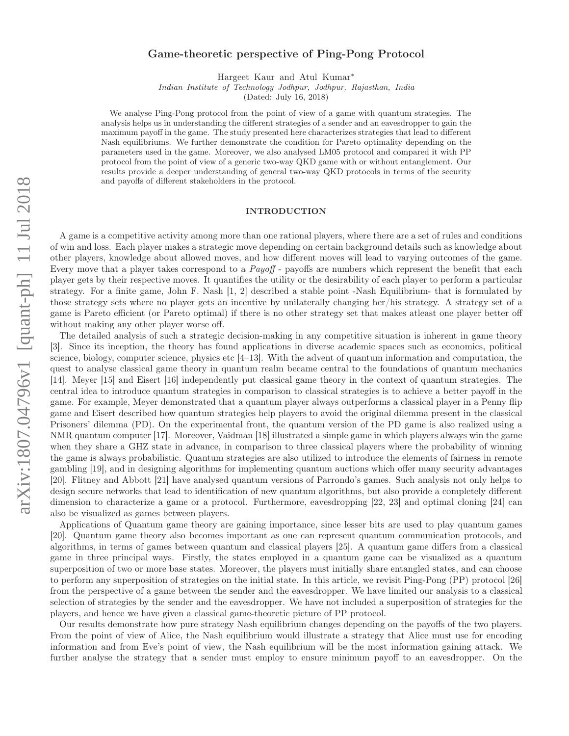# Game-theoretic perspective of Ping-Pong Protocol

Hargeet Kaur and Atul Kumar*

*Indian Institute of Technology Jodhpur, Jodhpur, Rajasthan, India*

(Dated: July 16, 2018)

We analyse Ping-Pong protocol from the point of view of a game with quantum strategies. The analysis helps us in understanding the different strategies of a sender and an eavesdropper to gain the maximum payoff in the game. The study presented here characterizes strategies that lead to different Nash equilibriums. We further demonstrate the condition for Pareto optimality depending on the parameters used in the game. Moreover, we also analysed LM05 protocol and compared it with PP protocol from the point of view of a generic two-way QKD game with or without entanglement. Our results provide a deeper understanding of general two-way QKD protocols in terms of the security and payoffs of different stakeholders in the protocol.

## INTRODUCTION

A game is a competitive activity among more than one rational players, where there are a set of rules and conditions of win and loss. Each player makes a strategic move depending on certain background details such as knowledge about other players, knowledge about allowed moves, and how different moves will lead to varying outcomes of the game. Every move that a player takes correspond to a *Payoff* - payoffs are numbers which represent the benefit that each player gets by their respective moves. It quantifies the utility or the desirability of each player to perform a particular strategy. For a finite game, John F. Nash [1, 2] described a stable point -Nash Equilibrium- that is formulated by those strategy sets where no player gets an incentive by unilaterally changing her/his strategy. A strategy set of a game is Pareto efficient (or Pareto optimal) if there is no other strategy set that makes atleast one player better off without making any other player worse off.

The detailed analysis of such a strategic decision-making in any competitive situation is inherent in game theory [3]. Since its inception, the theory has found applications in diverse academic spaces such as economics, political science, biology, computer science, physics etc [4–13]. With the advent of quantum information and computation, the quest to analyse classical game theory in quantum realm became central to the foundations of quantum mechanics [14]. Meyer [15] and Eisert [16] independently put classical game theory in the context of quantum strategies. The central idea to introduce quantum strategies in comparison to classical strategies is to achieve a better payoff in the game. For example, Meyer demonstrated that a quantum player always outperforms a classical player in a Penny flip game and Eisert described how quantum strategies help players to avoid the original dilemma present in the classical Prisoners' dilemma (PD). On the experimental front, the quantum version of the PD game is also realized using a NMR quantum computer [17]. Moreover, Vaidman [18] illustrated a simple game in which players always win the game when they share a GHZ state in advance, in comparison to three classical players where the probability of winning the game is always probabilistic. Quantum strategies are also utilized to introduce the elements of fairness in remote gambling [19], and in designing algorithms for implementing quantum auctions which offer many security advantages [20]. Flitney and Abbott [21] have analysed quantum versions of Parrondo's games. Such analysis not only helps to design secure networks that lead to identification of new quantum algorithms, but also provide a completely different dimension to characterize a game or a protocol. Furthermore, eavesdropping [22, 23] and optimal cloning [24] can also be visualized as games between players.

Applications of Quantum game theory are gaining importance, since lesser bits are used to play quantum games [20]. Quantum game theory also becomes important as one can represent quantum communication protocols, and algorithms, in terms of games between quantum and classical players [25]. A quantum game differs from a classical game in three principal ways. Firstly, the states employed in a quantum game can be visualized as a quantum superposition of two or more base states. Moreover, the players must initially share entangled states, and can choose to perform any superposition of strategies on the initial state. In this article, we revisit Ping-Pong (PP) protocol [26] from the perspective of a game between the sender and the eavesdropper. We have limited our analysis to a classical selection of strategies by the sender and the eavesdropper. We have not included a superposition of strategies for the players, and hence we have given a classical game-theoretic picture of PP protocol.

Our results demonstrate how pure strategy Nash equilibrium changes depending on the payoffs of the two players. From the point of view of Alice, the Nash equilibrium would illustrate a strategy that Alice must use for encoding information and from Eve's point of view, the Nash equilibrium will be the most information gaining attack. We further analyse the strategy that a sender must employ to ensure minimum payoff to an eavesdropper. On the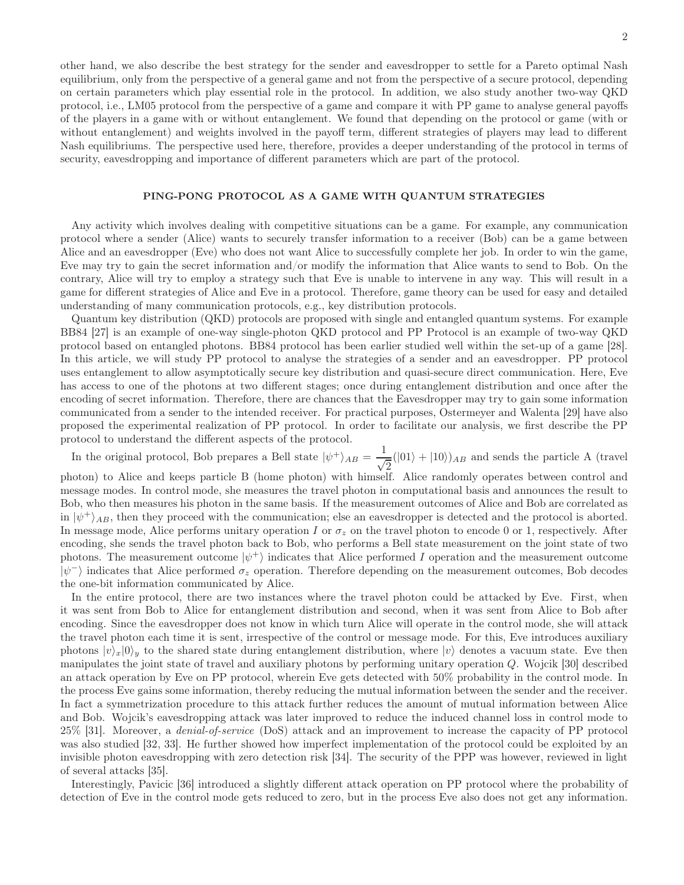other hand, we also describe the best strategy for the sender and eavesdropper to settle for a Pareto optimal Nash equilibrium, only from the perspective of a general game and not from the perspective of a secure protocol, depending on certain parameters which play essential role in the protocol. In addition, we also study another two-way QKD protocol, i.e., LM05 protocol from the perspective of a game and compare it with PP game to analyse general payoffs of the players in a game with or without entanglement. We found that depending on the protocol or game (with or without entanglement) and weights involved in the payoff term, different strategies of players may lead to different Nash equilibriums. The perspective used here, therefore, provides a deeper understanding of the protocol in terms of security, eavesdropping and importance of different parameters which are part of the protocol.

## PING-PONG PROTOCOL AS A GAME WITH QUANTUM STRATEGIES

Any activity which involves dealing with competitive situations can be a game. For example, any communication protocol where a sender (Alice) wants to securely transfer information to a receiver (Bob) can be a game between Alice and an eavesdropper (Eve) who does not want Alice to successfully complete her job. In order to win the game, Eve may try to gain the secret information and/or modify the information that Alice wants to send to Bob. On the contrary, Alice will try to employ a strategy such that Eve is unable to intervene in any way. This will result in a game for different strategies of Alice and Eve in a protocol. Therefore, game theory can be used for easy and detailed understanding of many communication protocols, e.g., key distribution protocols.

Quantum key distribution (QKD) protocols are proposed with single and entangled quantum systems. For example BB84 [27] is an example of one-way single-photon QKD protocol and PP Protocol is an example of two-way QKD protocol based on entangled photons. BB84 protocol has been earlier studied well within the set-up of a game [28]. In this article, we will study PP protocol to analyse the strategies of a sender and an eavesdropper. PP protocol uses entanglement to allow asymptotically secure key distribution and quasi-secure direct communication. Here, Eve has access to one of the photons at two different stages; once during entanglement distribution and once after the encoding of secret information. Therefore, there are chances that the Eavesdropper may try to gain some information communicated from a sender to the intended receiver. For practical purposes, Ostermeyer and Walenta [29] have also proposed the experimental realization of PP protocol. In order to facilitate our analysis, we first describe the PP protocol to understand the different aspects of the protocol.

In the original protocol, Bob prepares a Bell state $|\psi^+\rangle_{AB} = \dfrac{1}{\sqrt{2}}(|01\rangle + |10\rangle)_{AB}$ and sends the particle A (travel photon) to Alice and keeps particle B (home photon) with himself. Alice randomly operates between control and message modes. In control mode, she measures the travel photon in computational basis and announces the result to Bob, who then measures his photon in the same basis. If the measurement outcomes of Alice and Bob are correlated as in $|\psi^+\rangle_{AB}$, then they proceed with the communication; else an eavesdropper is detected and the protocol is aborted. In message mode, Alice performs unitary operation $I$ or $\sigma_z$ on the travel photon to encode 0 or 1, respectively. After encoding, she sends the travel photon back to Bob, who performs a Bell state measurement on the joint state of two photons. The measurement outcome $|\psi^+\rangle$ indicates that Alice performed $I$ operation and the measurement outcome $|\psi^-\rangle$ indicates that Alice performed $\sigma_z$ operation. Therefore depending on the measurement outcomes, Bob decodes the one-bit information communicated by Alice.

In the entire protocol, there are two instances where the travel photon could be attacked by Eve. First, when it was sent from Bob to Alice for entanglement distribution and second, when it was sent from Alice to Bob after encoding. Since the eavesdropper does not know in which turn Alice will operate in the control mode, she will attack the travel photon each time it is sent, irrespective of the control or message mode. For this, Eve introduces auxiliary photons $|v\rangle_x|0\rangle_y$ to the shared state during entanglement distribution, where $|v\rangle$ denotes a vacuum state. Eve then manipulates the joint state of travel and auxiliary photons by performing unitary operation $Q$. Wojcik [30] described an attack operation by Eve on PP protocol, wherein Eve gets detected with 50% probability in the control mode. In the process Eve gains some information, thereby reducing the mutual information between the sender and the receiver. In fact a symmetrization procedure to this attack further reduces the amount of mutual information between Alice and Bob. Wojcik's eavesdropping attack was later improved to reduce the induced channel loss in control mode to 25% [31]. Moreover, a *denial-of-service* (DoS) attack and an improvement to increase the capacity of PP protocol was also studied [32, 33]. He further showed how imperfect implementation of the protocol could be exploited by an invisible photon eavesdropping with zero detection risk [34]. The security of the PPP was however, reviewed in light of several attacks [35].

Interestingly, Pavicic [36] introduced a slightly different attack operation on PP protocol where the probability of detection of Eve in the control mode gets reduced to zero, but in the process Eve also does not get any information.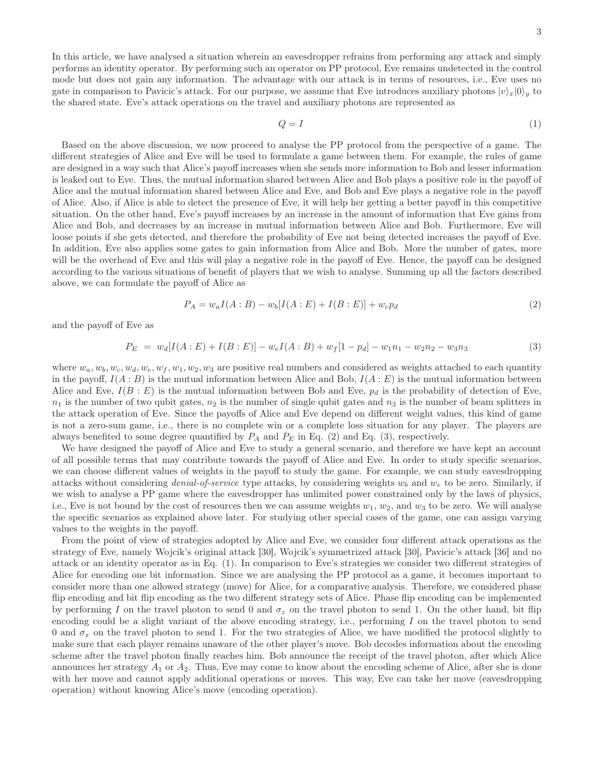In this article, we have analysed a situation wherein an eavesdropper refrains from performing any attack and simply performs an identity operator. By performing such an operator on PP protocol, Eve remains undetected in the control mode but does not gain any information. The advantage with our attack is in terms of resources, i.e., Eve uses no gate in comparison to Pavicic's attack. For our purpose, we assume that Eve introduces auxiliary photons $|v\rangle_x|0\rangle_y$ to the shared state. Eve's attack operations on the travel and auxiliary photons are represented as

$$Q = I \tag{1}$$

Based on the above discussion, we now proceed to analyse the PP protocol from the perspective of a game. The different strategies of Alice and Eve will be used to formulate a game between them. For example, the rules of game are designed in a way such that Alice's payoff increases when she sends more information to Bob and lesser information is leaked out to Eve. Thus, the mutual information shared between Alice and Bob plays a positive role in the payoff of Alice and the mutual information shared between Alice and Eve, and Bob and Eve plays a negative role in the payoff of Alice. Also, if Alice is able to detect the presence of Eve, it will help her getting a better payoff in this competitive situation. On the other hand, Eve's payoff increases by an increase in the amount of information that Eve gains from Alice and Bob, and decreases by an increase in mutual information between Alice and Bob. Furthermore, Eve will loose points if she gets detected, and therefore the probability of Eve not being detected increases the payoff of Eve. In addition, Eve also applies some gates to gain information from Alice and Bob. More the number of gates, more will be the overhead of Eve and this will play a negative role in the payoff of Eve. Hence, the payoff can be designed according to the various situations of benefit of players that we wish to analyse. Summing up all the factors described above, we can formulate the payoff of Alice as

$$P_A = w_a I(A:B) - w_b[I(A:E) + I(B:E)] + w_c p_d \tag{2}$$

and the payoff of Eve as

$$P_E = w_d[I(A:E) + I(B:E)] - w_e I(A:B) + w_f[1 - p_d] - w_1 n_1 - w_2 n_2 - w_3 n_3 \tag{3}$$

where $w_a, w_b, w_c, w_d, w_e, w_f, w_1, w_2, w_3$ are positive real numbers and considered as weights attached to each quantity in the payoff, $I(A:B)$ is the mutual information between Alice and Bob, $I(A:E)$ is the mutual information between Alice and Eve, $I(B:E)$ is the mutual information between Bob and Eve, $p_d$ is the probability of detection of Eve, $n_1$ is the number of two qubit gates, $n_2$ is the number of single qubit gates and $n_3$ is the number of beam splitters in the attack operation of Eve. Since the payoffs of Alice and Eve depend on different weight values, this kind of game is not a zero-sum game, i.e., there is no complete win or a complete loss situation for any player. The players are always benefited to some degree quantified by $P_A$ and $P_E$ in Eq. (2) and Eq. (3), respectively.

We have designed the payoff of Alice and Eve to study a general scenario, and therefore we have kept an account of all possible terms that may contribute towards the payoff of Alice and Eve. In order to study specific scenarios, we can choose different values of weights in the payoff to study the game. For example, we can study eavesdropping attacks without considering *denial-of-service* type attacks, by considering weights $w_b$ and $w_e$ to be zero. Similarly, if we wish to analyse a PP game where the eavesdropper has unlimited power constrained only by the laws of physics, i.e., Eve is not bound by the cost of resources then we can assume weights $w_1$, $w_2$, and $w_3$ to be zero. We will analyse the specific scenarios as explained above later. For studying other special cases of the game, one can assign varying values to the weights in the payoff.

From the point of view of strategies adopted by Alice and Eve, we consider four different attack operations as the strategy of Eve, namely Wojcik's original attack [30], Wojcik's symmetrized attack [30], Pavicic's attack [36] and no attack or an identity operator as in Eq. (1). In comparison to Eve's strategies we consider two different strategies of Alice for encoding one bit information. Since we are analysing the PP protocol as a game, it becomes important to consider more than one allowed strategy (move) for Alice, for a comparative analysis. Therefore, we considered phase flip encoding and bit flip encoding as the two different strategy sets of Alice. Phase flip encoding can be implemented by performing $I$ on the travel photon to send 0 and $\sigma_z$ on the travel photon to send 1. On the other hand, bit flip encoding could be a slight variant of the above encoding strategy, i.e., performing $I$ on the travel photon to send 0 and $\sigma_x$ on the travel photon to send 1. For the two strategies of Alice, we have modified the protocol slightly to make sure that each player remains unaware of the other player's move. Bob decodes information about the encoding scheme after the travel photon finally reaches him. Bob announce the receipt of the travel photon, after which Alice announces her strategy $A_1$ or $A_2$. Thus, Eve may come to know about the encoding scheme of Alice, after she is done with her move and cannot apply additional operations or moves. This way, Eve can take her move (eavesdropping operation) without knowing Alice's move (encoding operation).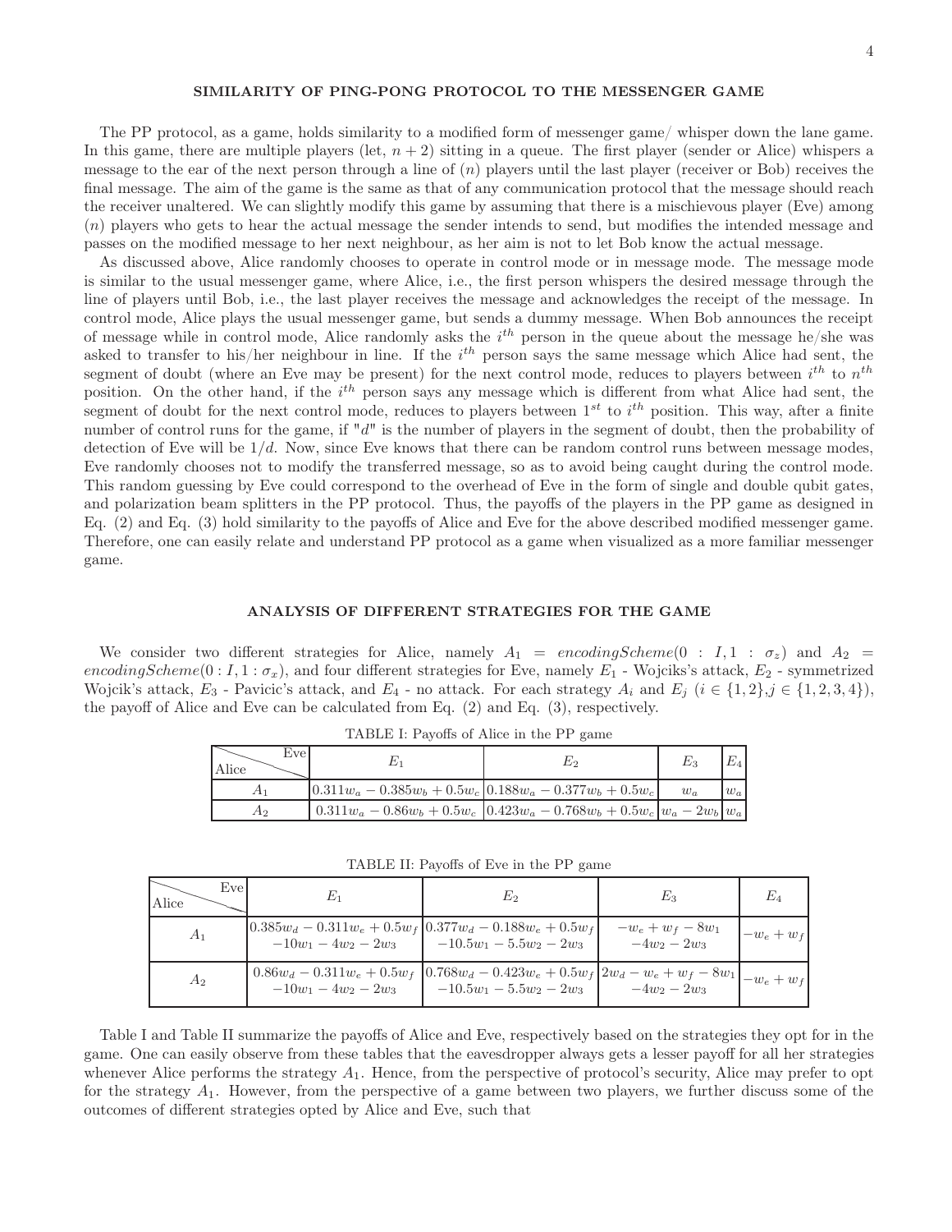## SIMILARITY OF PING-PONG PROTOCOL TO THE MESSENGER GAME

The PP protocol, as a game, holds similarity to a modified form of messenger game/ whisper down the lane game. In this game, there are multiple players (let, $n+2$) sitting in a queue. The first player (sender or Alice) whispers a message to the ear of the next person through a line of ($n$) players until the last player (receiver or Bob) receives the final message. The aim of the game is the same as that of any communication protocol that the message should reach the receiver unaltered. We can slightly modify this game by assuming that there is a mischievous player (Eve) among ($n$) players who gets to hear the actual message the sender intends to send, but modifies the intended message and passes on the modified message to her next neighbour, as her aim is not to let Bob know the actual message.

As discussed above, Alice randomly chooses to operate in control mode or in message mode. The message mode is similar to the usual messenger game, where Alice, i.e., the first person whispers the desired message through the line of players until Bob, i.e., the last player receives the message and acknowledges the receipt of the message. In control mode, Alice plays the usual messenger game, but sends a dummy message. When Bob announces the receipt of message while in control mode, Alice randomly asks the $i^{th}$ person in the queue about the message he/she was asked to transfer to his/her neighbour in line. If the $i^{th}$ person says the same message which Alice had sent, the segment of doubt (where an Eve may be present) for the next control mode, reduces to players between $i^{th}$ to $n^{th}$ position. On the other hand, if the $i^{th}$ person says any message which is different from what Alice had sent, the segment of doubt for the next control mode, reduces to players between $1^{st}$ to $i^{th}$ position. This way, after a finite number of control runs for the game, if "$d$" is the number of players in the segment of doubt, then the probability of detection of Eve will be $1/d$. Now, since Eve knows that there can be random control runs between message modes, Eve randomly chooses not to modify the transferred message, so as to avoid being caught during the control mode. This random guessing by Eve could correspond to the overhead of Eve in the form of single and double qubit gates, and polarization beam splitters in the PP protocol. Thus, the payoffs of the players in the PP game as designed in Eq. (2) and Eq. (3) hold similarity to the payoffs of Alice and Eve for the above described modified messenger game. Therefore, one can easily relate and understand PP protocol as a game when visualized as a more familiar messenger game.

## ANALYSIS OF DIFFERENT STRATEGIES FOR THE GAME

We consider two different strategies for Alice, namely $A_1 = encodingScheme(0 : I, 1 : \sigma_z)$ and $A_2 = encodingScheme(0 : I, 1 : \sigma_x)$, and four different strategies for Eve, namely $E_1$ - Wojciks's attack, $E_2$ - symmetrized Wojcik's attack, $E_3$ - Pavicic's attack, and $E_4$ - no attack. For each strategy $A_i$ and $E_j$ ($i \in \{1, 2\}$, $j \in \{1, 2, 3, 4\}$), the payoff of Alice and Eve can be calculated from Eq. (2) and Eq. (3), respectively.

TABLE I: Payoffs of Alice in the PP game

| Alice \ Eve | $E_1$ | $E_2$ | $E_3$ | $E_4$ |
|---|---|---|---|---|
| $A_1$ | $0.311w_a - 0.385w_b + 0.5w_c$ | $0.188w_a - 0.377w_b + 0.5w_c$ | $w_a$ | $w_a$ |
| $A_2$ | $0.311w_a - 0.86w_b + 0.5w_c$ | $0.423w_a - 0.768w_b + 0.5w_c$ | $w_a - 2w_b$ | $w_a$ |

TABLE II: Payoffs of Eve in the PP game

| Alice \ Eve | $E_1$ | $E_2$ | $E_3$ | $E_4$ |
|---|---|---|---|---|
| $A_1$ | $0.385w_d - 0.311w_e + 0.5w_f - 10w_1 - 4w_2 - 2w_3$ | $0.377w_d - 0.188w_e + 0.5w_f - 10.5w_1 - 5.5w_2 - 2w_3$ | $-w_e + w_f - 8w_1 - 4w_2 - 2w_3$ | $-w_e + w_f$ |
| $A_2$ | $0.86w_d - 0.311w_e + 0.5w_f - 10w_1 - 4w_2 - 2w_3$ | $0.768w_d - 0.423w_e + 0.5w_f - 10.5w_1 - 5.5w_2 - 2w_3$ | $2w_d - w_e + w_f - 8w_1 - 4w_2 - 2w_3$ | $-w_e + w_f$ |

Table I and Table II summarize the payoffs of Alice and Eve, respectively based on the strategies they opt for in the game. One can easily observe from these tables that the eavesdropper always gets a lesser payoff for all her strategies whenever Alice performs the strategy $A_1$. Hence, from the perspective of protocol's security, Alice may prefer to opt for the strategy $A_1$. However, from the perspective of a game between two players, we further discuss some of the outcomes of different strategies opted by Alice and Eve, such that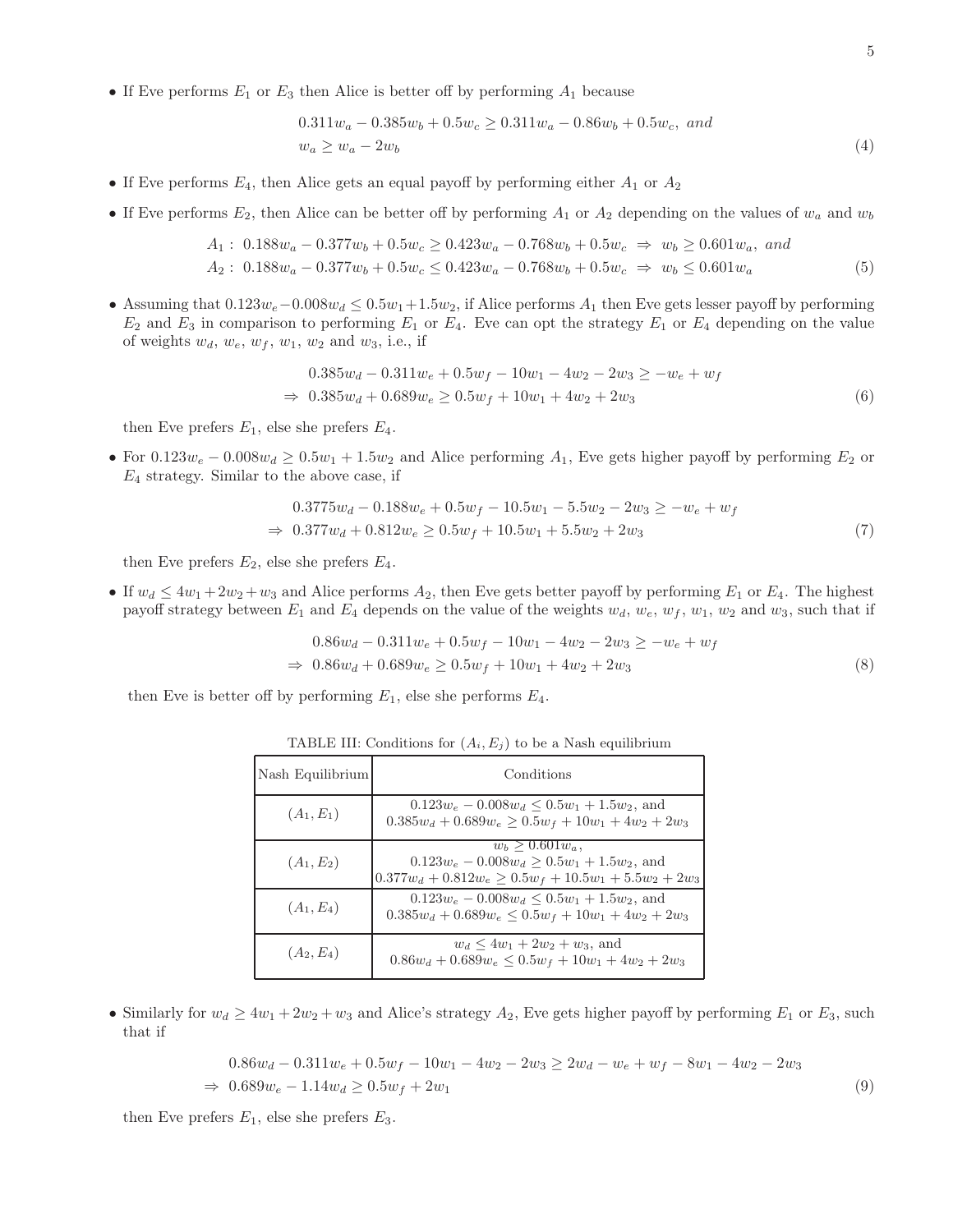- If Eve performs $E_1$ or $E_3$ then Alice is better off by performing $A_1$ because

$$
\begin{aligned}
&0.311w_a - 0.385w_b + 0.5w_c \geq 0.311w_a - 0.86w_b + 0.5w_c, \; and \\
&w_a \geq w_a - 2w_b
\end{aligned} \tag{4}
$$

- If Eve performs $E_4$, then Alice gets an equal payoff by performing either $A_1$ or $A_2$
- If Eve performs $E_2$, then Alice can be better off by performing $A_1$ or $A_2$ depending on the values of $w_a$ and $w_b$

$$
\begin{aligned}
&A_1: \; 0.188w_a - 0.377w_b + 0.5w_c \geq 0.423w_a - 0.768w_b + 0.5w_c \;\Rightarrow\; w_b \geq 0.601w_a, \; and \\
&A_2: \; 0.188w_a - 0.377w_b + 0.5w_c \leq 0.423w_a - 0.768w_b + 0.5w_c \;\Rightarrow\; w_b \leq 0.601w_a
\end{aligned} \tag{5}
$$

- Assuming that $0.123w_e - 0.008w_d \leq 0.5w_1 + 1.5w_2$, if Alice performs $A_1$ then Eve gets lesser payoff by performing $E_2$ and $E_3$ in comparison to performing $E_1$ or $E_4$. Eve can opt the strategy $E_1$ or $E_4$ depending on the value of weights $w_d$, $w_e$, $w_f$, $w_1$, $w_2$ and $w_3$, i.e., if

$$
\begin{aligned}
&0.385w_d - 0.311w_e + 0.5w_f - 10w_1 - 4w_2 - 2w_3 \geq -w_e + w_f \\
\Rightarrow\; &0.385w_d + 0.689w_e \geq 0.5w_f + 10w_1 + 4w_2 + 2w_3
\end{aligned} \tag{6}
$$

then Eve prefers $E_1$, else she prefers $E_4$.

- For $0.123w_e - 0.008w_d \geq 0.5w_1 + 1.5w_2$ and Alice performing $A_1$, Eve gets higher payoff by performing $E_2$ or $E_4$ strategy. Similar to the above case, if

$$
\begin{aligned}
&0.3775w_d - 0.188w_e + 0.5w_f - 10.5w_1 - 5.5w_2 - 2w_3 \geq -w_e + w_f \\
\Rightarrow\; &0.377w_d + 0.812w_e \geq 0.5w_f + 10.5w_1 + 5.5w_2 + 2w_3
\end{aligned} \tag{7}
$$

then Eve prefers $E_2$, else she prefers $E_4$.

- If $w_d \leq 4w_1 + 2w_2 + w_3$ and Alice performs $A_2$, then Eve gets better payoff by performing $E_1$ or $E_4$. The highest payoff strategy between $E_1$ and $E_4$ depends on the value of the weights $w_d$, $w_e$, $w_f$, $w_1$, $w_2$ and $w_3$, such that if

$$
\begin{aligned}
&0.86w_d - 0.311w_e + 0.5w_f - 10w_1 - 4w_2 - 2w_3 \geq -w_e + w_f \\
\Rightarrow\; &0.86w_d + 0.689w_e \geq 0.5w_f + 10w_1 + 4w_2 + 2w_3
\end{aligned} \tag{8}
$$

then Eve is better off by performing $E_1$, else she performs $E_4$.

TABLE III: Conditions for $(A_i, E_j)$ to be a Nash equilibrium

| Nash Equilibrium | Conditions |
|---|---|
| $(A_1, E_1)$ | $0.123w_e - 0.008w_d \leq 0.5w_1 + 1.5w_2$, and<br>$0.385w_d + 0.689w_e \geq 0.5w_f + 10w_1 + 4w_2 + 2w_3$ |
| $(A_1, E_2)$ | $w_b \geq 0.601w_a$,<br>$0.123w_e - 0.008w_d \geq 0.5w_1 + 1.5w_2$, and<br>$0.377w_d + 0.812w_e \geq 0.5w_f + 10.5w_1 + 5.5w_2 + 2w_3$ |
| $(A_1, E_4)$ | $0.123w_e - 0.008w_d \leq 0.5w_1 + 1.5w_2$, and<br>$0.385w_d + 0.689w_e \leq 0.5w_f + 10w_1 + 4w_2 + 2w_3$ |
| $(A_2, E_4)$ | $w_d \leq 4w_1 + 2w_2 + w_3$, and<br>$0.86w_d + 0.689w_e \leq 0.5w_f + 10w_1 + 4w_2 + 2w_3$ |

- Similarly for $w_d \geq 4w_1 + 2w_2 + w_3$ and Alice's strategy $A_2$, Eve gets higher payoff by performing $E_1$ or $E_3$, such that if

$$
\begin{aligned}
&0.86w_d - 0.311w_e + 0.5w_f - 10w_1 - 4w_2 - 2w_3 \geq 2w_d - w_e + w_f - 8w_1 - 4w_2 - 2w_3 \\
\Rightarrow\; &0.689w_e - 1.14w_d \geq 0.5w_f + 2w_1
\end{aligned} \tag{9}
$$

then Eve prefers $E_1$, else she prefers $E_3$.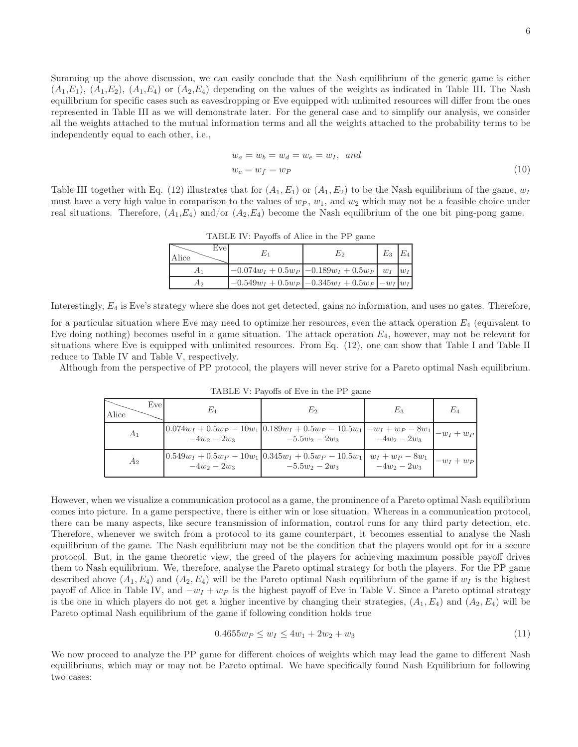Summing up the above discussion, we can easily conclude that the Nash equilibrium of the generic game is either ($A_1$,$E_1$), ($A_1$,$E_2$), ($A_1$,$E_4$) or ($A_2$,$E_4$) depending on the values of the weights as indicated in Table III. The Nash equilibrium for specific cases such as eavesdropping or Eve equipped with unlimited resources will differ from the ones represented in Table III as we will demonstrate later. For the general case and to simplify our analysis, we consider all the weights attached to the mutual information terms and all the weights attached to the probability terms to be independently equal to each other, i.e.,

$$
\begin{aligned}
&w_a = w_b = w_d = w_e = w_I, \;\; and \\
&w_c = w_f = w_P
\end{aligned}
\tag{10}
$$

Table III together with Eq. (12) illustrates that for ($A_1$, $E_1$) or ($A_1$, $E_2$) to be the Nash equilibrium of the game, $w_I$ must have a very high value in comparison to the values of $w_P$, $w_1$, and $w_2$ which may not be a feasible choice under real situations. Therefore, ($A_1$,$E_4$) and/or ($A_2$,$E_4$) become the Nash equilibrium of the one bit ping-pong game.

TABLE IV: Payoffs of Alice in the PP game

| Alice \ Eve | $E_1$ | $E_2$ | $E_3$ | $E_4$ |
|---|---|---|---|---|
| $A_1$ | $-0.074w_I + 0.5w_P$ | $-0.189w_I + 0.5w_P$ | $w_I$ | $w_I$ |
| $A_2$ | $-0.549w_I + 0.5w_P$ | $-0.345w_I + 0.5w_P$ | $-w_I$ | $w_I$ |

Interestingly, $E_4$ is Eve's strategy where she does not get detected, gains no information, and uses no gates. Therefore, for a particular situation where Eve may need to optimize her resources, even the attack operation $E_4$ (equivalent to Eve doing nothing) becomes useful in a game situation. The attack operation $E_4$, however, may not be relevant for situations where Eve is equipped with unlimited resources. From Eq. (12), one can show that Table I and Table II reduce to Table IV and Table V, respectively.

Although from the perspective of PP protocol, the players will never strive for a Pareto optimal Nash equilibrium.

TABLE V: Payoffs of Eve in the PP game

| Alice \ Eve | $E_1$ | $E_2$ | $E_3$ | $E_4$ |
|---|---|---|---|---|
| $A_1$ | $0.074w_I + 0.5w_P - 10w_1 - 4w_2 - 2w_3$ | $0.189w_I + 0.5w_P - 10.5w_1 - 5.5w_2 - 2w_3$ | $-w_I + w_P - 8w_1 - 4w_2 - 2w_3$ | $-w_I + w_P$ |
| $A_2$ | $0.549w_I + 0.5w_P - 10w_1 - 4w_2 - 2w_3$ | $0.345w_I + 0.5w_P - 10.5w_1 - 5.5w_2 - 2w_3$ | $w_I + w_P - 8w_1 - 4w_2 - 2w_3$ | $-w_I + w_P$ |

However, when we visualize a communication protocol as a game, the prominence of a Pareto optimal Nash equilibrium comes into picture. In a game perspective, there is either win or lose situation. Whereas in a communication protocol, there can be many aspects, like secure transmission of information, control runs for any third party detection, etc. Therefore, whenever we switch from a protocol to its game counterpart, it becomes essential to analyse the Nash equilibrium of the game. The Nash equilibrium may not be the condition that the players would opt for in a secure protocol. But, in the game theoretic view, the greed of the players for achieving maximum possible payoff drives them to Nash equilibrium. We, therefore, analyse the Pareto optimal strategy for both the players. For the PP game described above ($A_1$, $E_4$) and ($A_2$, $E_4$) will be the Pareto optimal Nash equilibrium of the game if $w_I$ is the highest payoff of Alice in Table IV, and $-w_I + w_P$ is the highest payoff of Eve in Table V. Since a Pareto optimal strategy is the one in which players do not get a higher incentive by changing their strategies, ($A_1$, $E_4$) and ($A_2$, $E_4$) will be Pareto optimal Nash equilibrium of the game if following condition holds true

$$
0.4655w_P \leq w_I \leq 4w_1 + 2w_2 + w_3 \tag{11}
$$

We now proceed to analyze the PP game for different choices of weights which may lead the game to different Nash equilibriums, which may or may not be Pareto optimal. We have specifically found Nash Equilibrium for following two cases: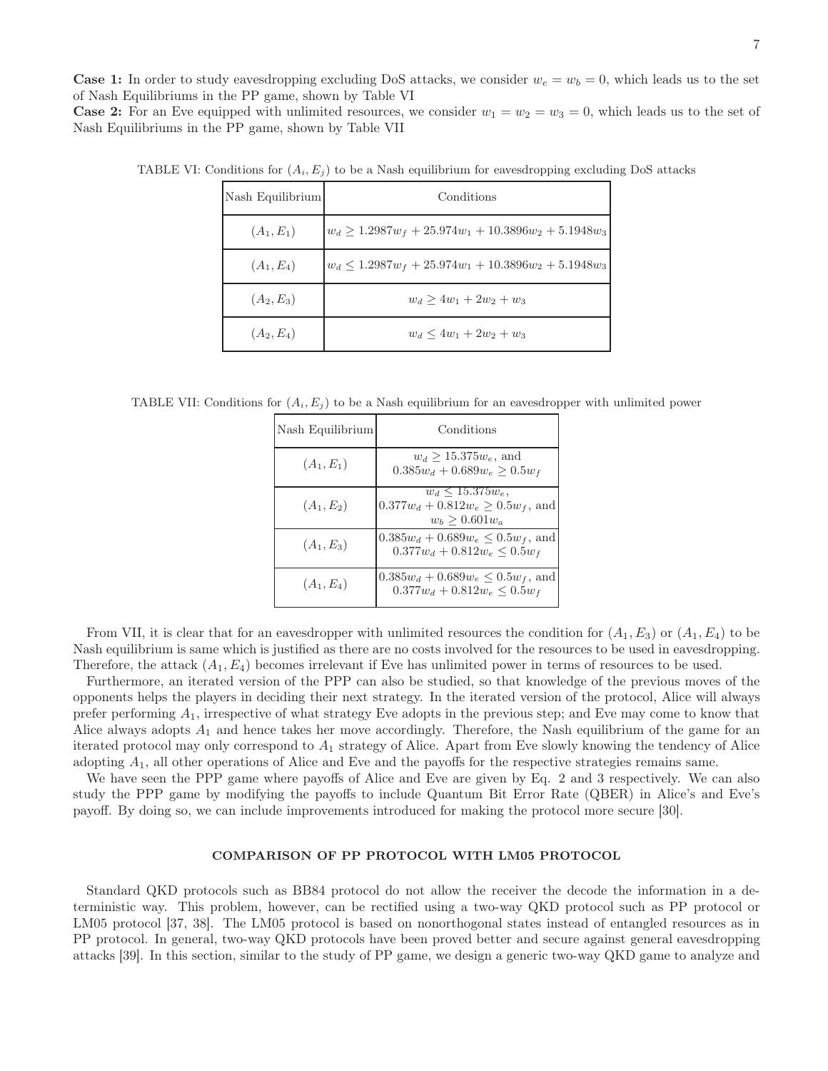**Case 1:** In order to study eavesdropping excluding DoS attacks, we consider $w_e = w_b = 0$, which leads us to the set of Nash Equilibriums in the PP game, shown by Table VI

**Case 2:** For an Eve equipped with unlimited resources, we consider $w_1 = w_2 = w_3 = 0$, which leads us to the set of Nash Equilibriums in the PP game, shown by Table VII

TABLE VI: Conditions for $(A_i, E_j)$ to be a Nash equilibrium for eavesdropping excluding DoS attacks

| Nash Equilibrium | Conditions |
|---|---|
| $(A_1, E_1)$ | $w_d \geq 1.2987w_f + 25.974w_1 + 10.3896w_2 + 5.1948w_3$ |
| $(A_1, E_4)$ | $w_d \leq 1.2987w_f + 25.974w_1 + 10.3896w_2 + 5.1948w_3$ |
| $(A_2, E_3)$ | $w_d \geq 4w_1 + 2w_2 + w_3$ |
| $(A_2, E_4)$ | $w_d \leq 4w_1 + 2w_2 + w_3$ |

TABLE VII: Conditions for $(A_i, E_j)$ to be a Nash equilibrium for an eavesdropper with unlimited power

| Nash Equilibrium | Conditions |
|---|---|
| $(A_1, E_1)$ | $w_d \geq 15.375w_e$, and $0.385w_d + 0.689w_e \geq 0.5w_f$ |
| $(A_1, E_2)$ | $w_d \leq 15.375w_e$, $0.377w_d + 0.812w_e \geq 0.5w_f$, and $w_b \geq 0.601w_a$ |
| $(A_1, E_3)$ | $0.385w_d + 0.689w_e \leq 0.5w_f$, and $0.377w_d + 0.812w_e \leq 0.5w_f$ |
| $(A_1, E_4)$ | $0.385w_d + 0.689w_e \leq 0.5w_f$, and $0.377w_d + 0.812w_e \leq 0.5w_f$ |

From VII, it is clear that for an eavesdropper with unlimited resources the condition for $(A_1, E_3)$ or $(A_1, E_4)$ to be Nash equilibrium is same which is justified as there are no costs involved for the resources to be used in eavesdropping. Therefore, the attack $(A_1, E_4)$ becomes irrelevant if Eve has unlimited power in terms of resources to be used.

Furthermore, an iterated version of the PPP can also be studied, so that knowledge of the previous moves of the opponents helps the players in deciding their next strategy. In the iterated version of the protocol, Alice will always prefer performing $A_1$, irrespective of what strategy Eve adopts in the previous step; and Eve may come to know that Alice always adopts $A_1$ and hence takes her move accordingly. Therefore, the Nash equilibrium of the game for an iterated protocol may only correspond to $A_1$ strategy of Alice. Apart from Eve slowly knowing the tendency of Alice adopting $A_1$, all other operations of Alice and Eve and the payoffs for the respective strategies remains same.

We have seen the PPP game where payoffs of Alice and Eve are given by Eq. 2 and 3 respectively. We can also study the PPP game by modifying the payoffs to include Quantum Bit Error Rate (QBER) in Alice's and Eve's payoff. By doing so, we can include improvements introduced for making the protocol more secure [30].

## COMPARISON OF PP PROTOCOL WITH LM05 PROTOCOL

Standard QKD protocols such as BB84 protocol do not allow the receiver the decode the information in a deterministic way. This problem, however, can be rectified using a two-way QKD protocol such as PP protocol or LM05 protocol [37, 38]. The LM05 protocol is based on nonorthogonal states instead of entangled resources as in PP protocol. In general, two-way QKD protocols have been proved better and secure against general eavesdropping attacks [39]. In this section, similar to the study of PP game, we design a generic two-way QKD game to analyze and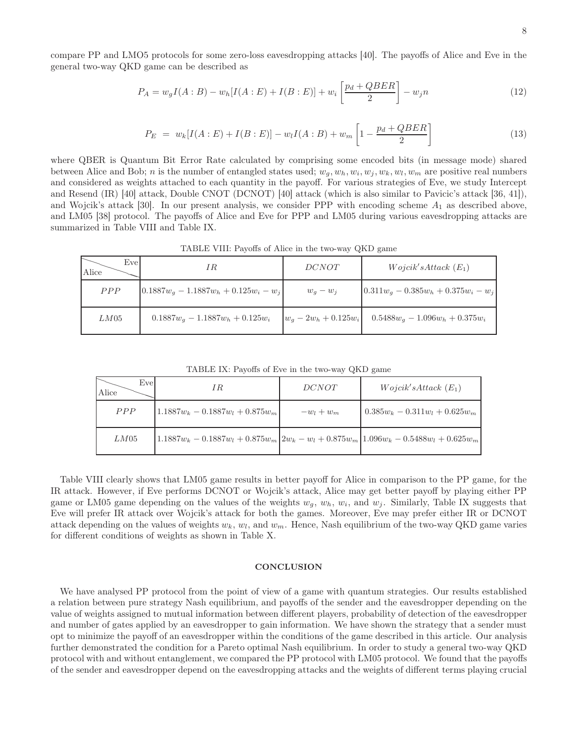compare PP and LMO5 protocols for some zero-loss eavesdropping attacks [40]. The payoffs of Alice and Eve in the general two-way QKD game can be described as

$$P_A = w_g I(A:B) - w_h[I(A:E) + I(B:E)] + w_i \left[\frac{p_d + QBER}{2}\right] - w_j n \tag{12}$$

$$P_E \;=\; w_k[I(A:E) + I(B:E)] - w_l I(A:B) + w_m \left[1 - \frac{p_d + QBER}{2}\right] \tag{13}$$

where QBER is Quantum Bit Error Rate calculated by comprising some encoded bits (in message mode) shared between Alice and Bob; $n$ is the number of entangled states used; $w_g, w_h, w_i, w_j, w_k, w_l, w_m$ are positive real numbers and considered as weights attached to each quantity in the payoff. For various strategies of Eve, we study Intercept and Resend (IR) [40] attack, Double CNOT (DCNOT) [40] attack (which is also similar to Pavicic's attack [36, 41]), and Wojcik's attack [30]. In our present analysis, we consider PPP with encoding scheme $A_1$ as described above, and LM05 [38] protocol. The payoffs of Alice and Eve for PPP and LM05 during various eavesdropping attacks are summarized in Table VIII and Table IX.

TABLE VIII: Payoffs of Alice in the two-way QKD game

| Alice \ Eve | $IR$ | $DCNOT$ | $Wojcik's Attack\ (E_1)$ |
|---|---|---|---|
| $PPP$ | $0.1887w_g - 1.1887w_h + 0.125w_i - w_j$ | $w_g - w_j$ | $0.311w_g - 0.385w_h + 0.375w_i - w_j$ |
| $LM05$ | $0.1887w_g - 1.1887w_h + 0.125w_i$ | $w_g - 2w_h + 0.125w_i$ | $0.5488w_g - 1.096w_h + 0.375w_i$ |

TABLE IX: Payoffs of Eve in the two-way QKD game

| Alice \ Eve | $IR$ | $DCNOT$ | $Wojcik's Attack\ (E_1)$ |
|---|---|---|---|
| $PPP$ | $1.1887w_k - 0.1887w_l + 0.875w_m$ | $-w_l + w_m$ | $0.385w_k - 0.311w_l + 0.625w_m$ |
| $LM05$ | $1.1887w_k - 0.1887w_l + 0.875w_m$ | $2w_k - w_l + 0.875w_m$ | $1.096w_k - 0.5488w_l + 0.625w_m$ |

Table VIII clearly shows that LM05 game results in better payoff for Alice in comparison to the PP game, for the IR attack. However, if Eve performs DCNOT or Wojcik's attack, Alice may get better payoff by playing either PP game or LM05 game depending on the values of the weights $w_g$, $w_h$, $w_i$, and $w_j$. Similarly, Table IX suggests that Eve will prefer IR attack over Wojcik's attack for both the games. Moreover, Eve may prefer either IR or DCNOT attack depending on the values of weights $w_k$, $w_l$, and $w_m$. Hence, Nash equilibrium of the two-way QKD game varies for different conditions of weights as shown in Table X.

## CONCLUSION

We have analysed PP protocol from the point of view of a game with quantum strategies. Our results established a relation between pure strategy Nash equilibrium, and payoffs of the sender and the eavesdropper depending on the value of weights assigned to mutual information between different players, probability of detection of the eavesdropper and number of gates applied by an eavesdropper to gain information. We have shown the strategy that a sender must opt to minimize the payoff of an eavesdropper within the conditions of the game described in this article. Our analysis further demonstrated the condition for a Pareto optimal Nash equilibrium. In order to study a general two-way QKD protocol with and without entanglement, we compared the PP protocol with LM05 protocol. We found that the payoffs of the sender and eavesdropper depend on the eavesdropping attacks and the weights of different terms playing crucial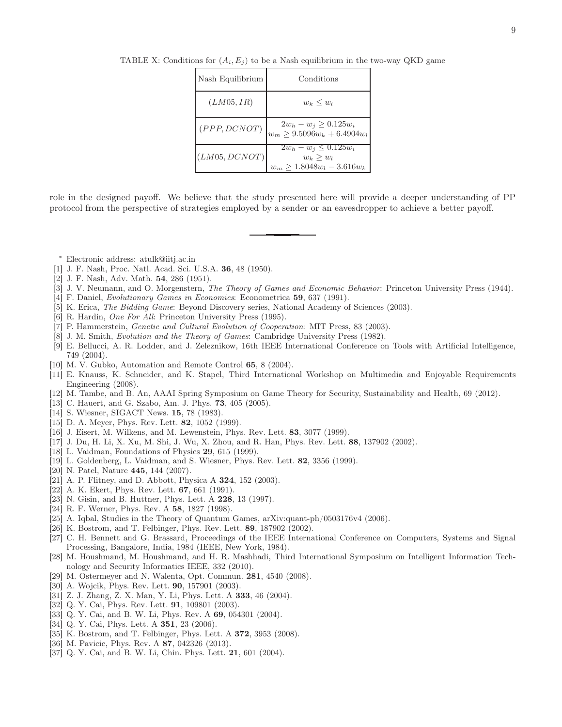TABLE X: Conditions for $(A_i, E_j)$ to be a Nash equilibrium in the two-way QKD game

| Nash Equilibrium | Conditions |
|---|---|
| $(LM05, IR)$ | $w_k \leq w_l$ |
| $(PPP, DCNOT)$ | $2w_h - w_j \geq 0.125w_i$ <br> $w_m \geq 9.5096w_k + 6.4904w_l$ |
| $(LM05, DCNOT)$ | $2w_h - w_j \leq 0.125w_i$ <br> $w_k \geq w_l$ <br> $w_m \geq 1.8048w_l - 3.616w_k$ |

role in the designed payoff. We believe that the study presented here will provide a deeper understanding of PP protocol from the perspective of strategies employed by a sender or an eavesdropper to achieve a better payoff.

---

* Electronic address: atulk@iitj.ac.in

- [1] J. F. Nash, Proc. Natl. Acad. Sci. U.S.A. **36**, 48 (1950).
- [2] J. F. Nash, Adv. Math. **54**, 286 (1951).
- [3] J. V. Neumann, and O. Morgenstern, *The Theory of Games and Economic Behavior*: Princeton University Press (1944).
- [4] F. Daniel, *Evolutionary Games in Economics*: Econometrica **59**, 637 (1991).
- [5] K. Erica, *The Bidding Game*: Beyond Discovery series, National Academy of Sciences (2003).
- [6] R. Hardin, *One For All*: Princeton University Press (1995).
- [7] P. Hammerstein, *Genetic and Cultural Evolution of Cooperation*: MIT Press, 83 (2003).
- [8] J. M. Smith, *Evolution and the Theory of Games*: Cambridge University Press (1982).
- [9] E. Bellucci, A. R. Lodder, and J. Zeleznikow, 16th IEEE International Conference on Tools with Artificial Intelligence, 749 (2004).
- [10] M. V. Gubko, Automation and Remote Control **65**, 8 (2004).
- [11] E. Knauss, K. Schneider, and K. Stapel, Third International Workshop on Multimedia and Enjoyable Requirements Engineering (2008).
- [12] M. Tambe, and B. An, AAAI Spring Symposium on Game Theory for Security, Sustainability and Health, 69 (2012).
- [13] C. Hauert, and G. Szabo, Am. J. Phys. **73**, 405 (2005).
- [14] S. Wiesner, SIGACT News. **15**, 78 (1983).
- [15] D. A. Meyer, Phys. Rev. Lett. **82**, 1052 (1999).
- [16] J. Eisert, M. Wilkens, and M. Lewenstein, Phys. Rev. Lett. **83**, 3077 (1999).
- [17] J. Du, H. Li, X. Xu, M. Shi, J. Wu, X. Zhou, and R. Han, Phys. Rev. Lett. **88**, 137902 (2002).
- [18] L. Vaidman, Foundations of Physics **29**, 615 (1999).
- [19] L. Goldenberg, L. Vaidman, and S. Wiesner, Phys. Rev. Lett. **82**, 3356 (1999).
- [20] N. Patel, Nature **445**, 144 (2007).
- [21] A. P. Flitney, and D. Abbott, Physica A **324**, 152 (2003).
- [22] A. K. Ekert, Phys. Rev. Lett. **67**, 661 (1991).
- [23] N. Gisin, and B. Huttner, Phys. Lett. A **228**, 13 (1997).
- [24] R. F. Werner, Phys. Rev. A **58**, 1827 (1998).
- [25] A. Iqbal, Studies in the Theory of Quantum Games, arXiv:quant-ph/0503176v4 (2006).
- [26] K. Bostrom, and T. Felbinger, Phys. Rev. Lett. **89**, 187902 (2002).
- [27] C. H. Bennett and G. Brassard, Proceedings of the IEEE International Conference on Computers, Systems and Signal Processing, Bangalore, India, 1984 (IEEE, New York, 1984).
- [28] M. Houshmand, M. Houshmand, and H. R. Mashhadi, Third International Symposium on Intelligent Information Technology and Security Informatics IEEE, 332 (2010).
- [29] M. Ostermeyer and N. Walenta, Opt. Commun. **281**, 4540 (2008).
- [30] A. Wojcik, Phys. Rev. Lett. **90**, 157901 (2003).
- [31] Z. J. Zhang, Z. X. Man, Y. Li, Phys. Lett. A **333**, 46 (2004).
- [32] Q. Y. Cai, Phys. Rev. Lett. **91**, 109801 (2003).
- [33] Q. Y. Cai, and B. W. Li, Phys. Rev. A **69**, 054301 (2004).
- [34] Q. Y. Cai, Phys. Lett. A **351**, 23 (2006).
- [35] K. Bostrom, and T. Felbinger, Phys. Lett. A **372**, 3953 (2008).
- [36] M. Pavicic, Phys. Rev. A **87**, 042326 (2013).
- [37] Q. Y. Cai, and B. W. Li, Chin. Phys. Lett. **21**, 601 (2004).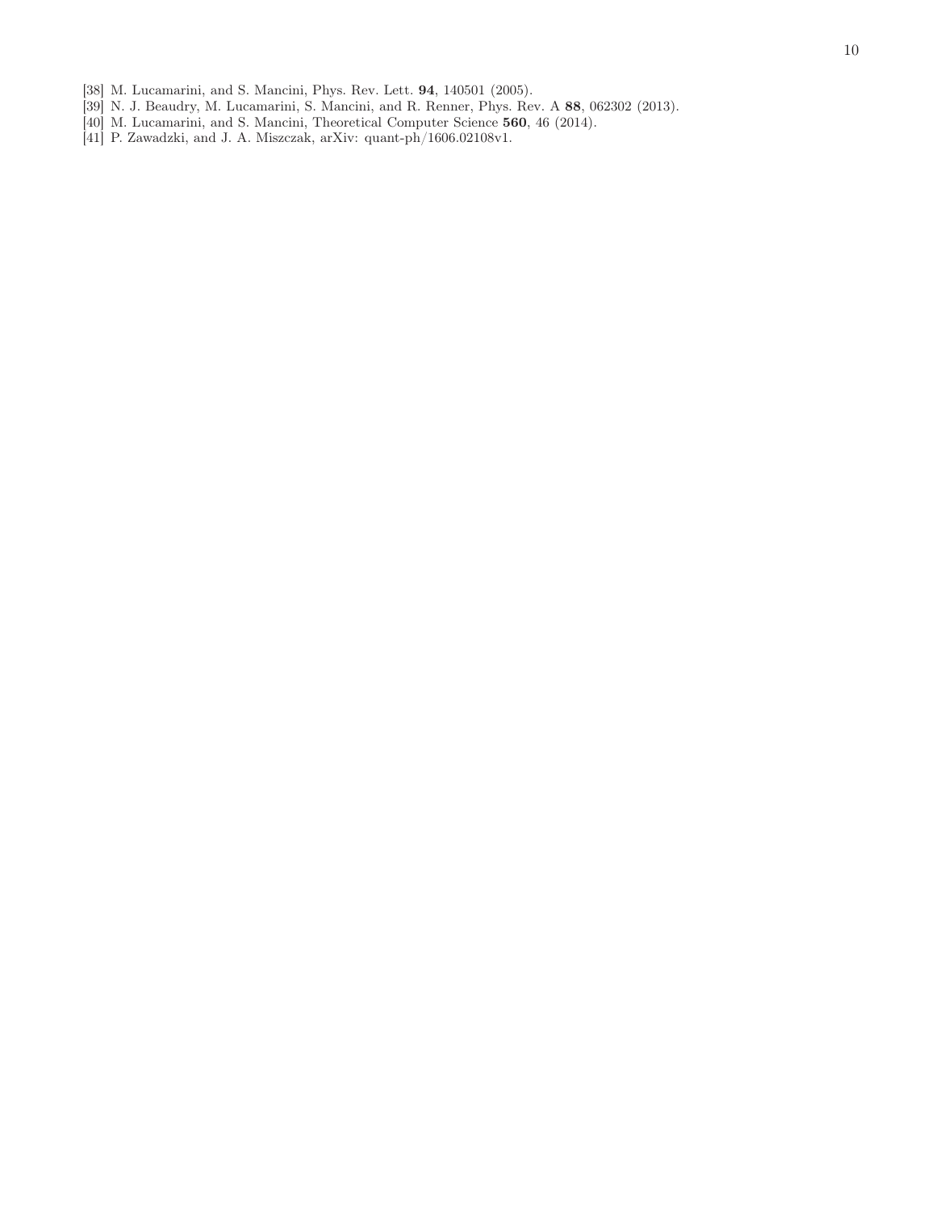[38] M. Lucamarini, and S. Mancini, Phys. Rev. Lett. **94**, 140501 (2005).
[39] N. J. Beaudry, M. Lucamarini, S. Mancini, and R. Renner, Phys. Rev. A **88**, 062302 (2013).
[40] M. Lucamarini, and S. Mancini, Theoretical Computer Science **560**, 46 (2014).
[41] P. Zawadzki, and J. A. Miszczak, arXiv: quant-ph/1606.02108v1.